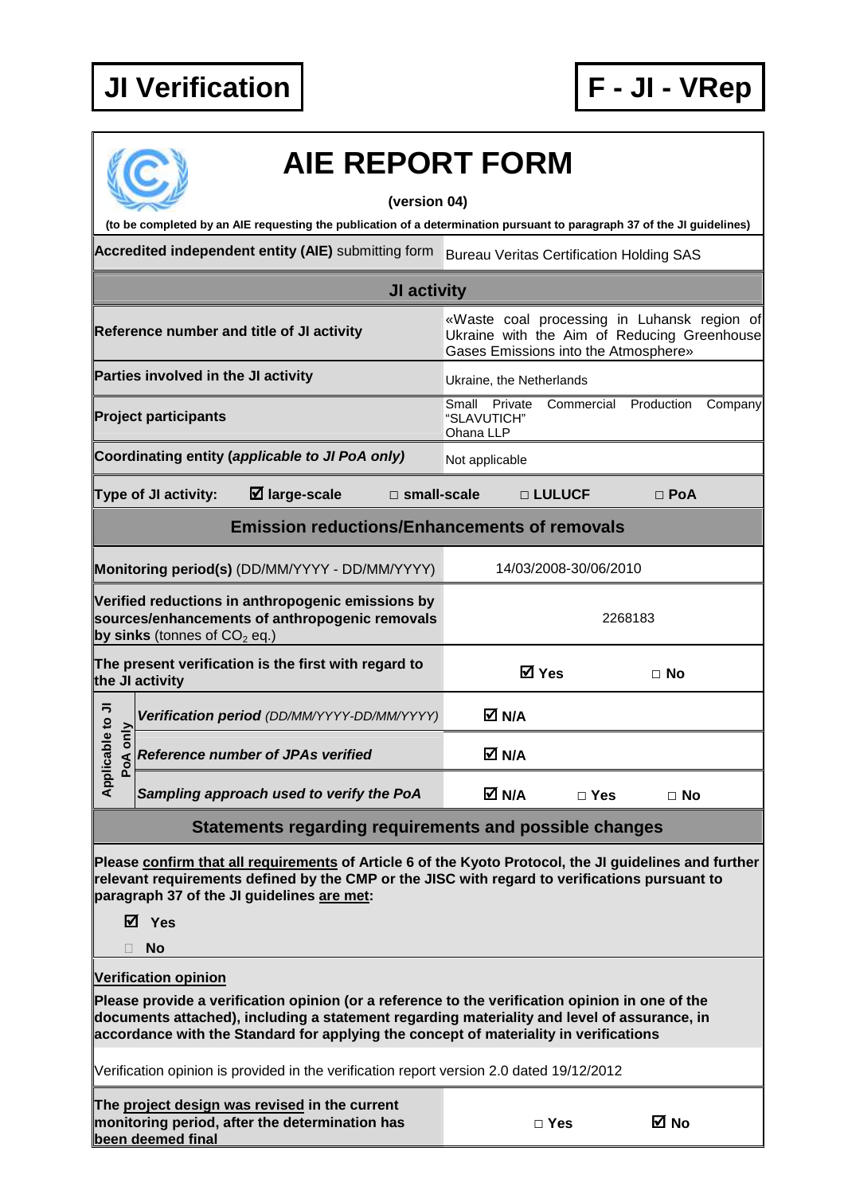**JI Verification** | **F - JI - VRep**

# AIE REPORT FORM

**(version 04)**

**(to be completed by an AIE requesting the publication of a determination pursuant to paragraph 37 of the JI guidelines)**

| | |
|---|---|
| **Accredited independent entity (AIE)** submitting form | Bureau Veritas Certification Holding SAS |

## JI activity

| | |
|---|---|
| **Reference number and title of JI activity** | «Waste coal processing in Luhansk region of Ukraine with the Aim of Reducing Greenhouse Gases Emissions into the Atmosphere» |
| **Parties involved in the JI activity** | Ukraine, the Netherlands |
| **Project participants** | Small Private Commercial Production Company "SLAVUTICH"<br>Ohana LLP |
| **Coordinating entity (*applicable to JI PoA only*)** | Not applicable |

**Type of JI activity:** ☑ **large-scale** □ **small-scale** □ **LULUCF** □ **PoA**

## Emission reductions/Enhancements of removals

| | |
|---|---|
| **Monitoring period(s)** (DD/MM/YYYY - DD/MM/YYYY) | 14/03/2008-30/06/2010 |
| **Verified reductions in anthropogenic emissions by sources/enhancements of anthropogenic removals by sinks** (tonnes of $CO_2$ eq.) | 2268183 |
| **The present verification is the first with regard to the JI activity** | ☑ **Yes** □ **No** |

| Applicable to JI PoA only | | |
|---|---|---|
| | ***Verification period** (DD/MM/YYYY-DD/MM/YYYY)* | ☑ **N/A** |
| | ***Reference number of JPAs verified*** | ☑ **N/A** |
| | ***Sampling approach used to verify the PoA*** | ☑ **N/A** □ **Yes** □ **No** |

## Statements regarding requirements and possible changes

**Please confirm that all requirements of Article 6 of the Kyoto Protocol, the JI guidelines and further relevant requirements defined by the CMP or the JISC with regard to verifications pursuant to paragraph 37 of the JI guidelines are met:**

☑ **Yes**

□ **No**

**Verification opinion**

**Please provide a verification opinion (or a reference to the verification opinion in one of the documents attached), including a statement regarding materiality and level of assurance, in accordance with the Standard for applying the concept of materiality in verifications**

Verification opinion is provided in the verification report version 2.0 dated 19/12/2012

| | |
|---|---|
| **The project design was revised in the current monitoring period, after the determination has been deemed final** | □ **Yes** ☑ **No** |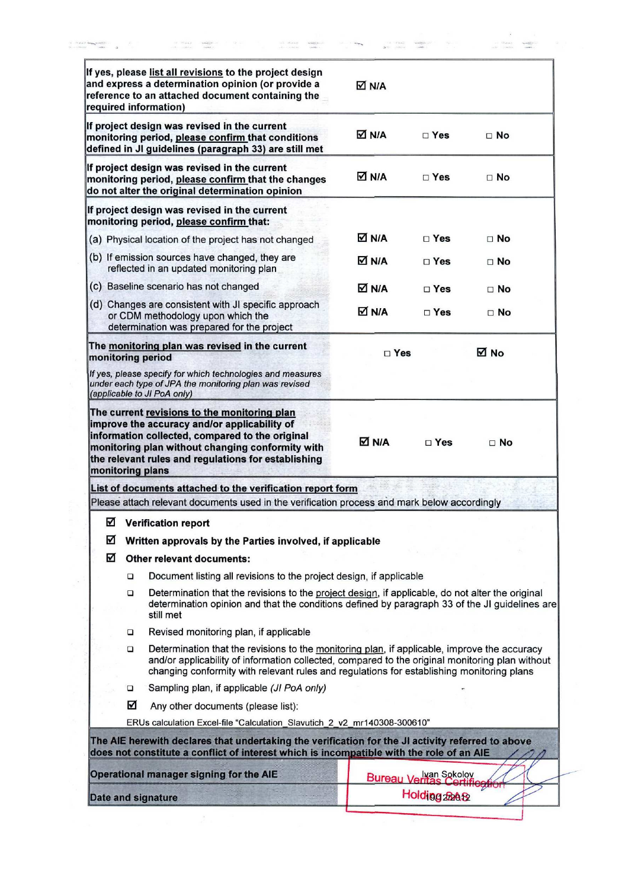| | | | |
|---|---|---|---|
| **If yes, please list all revisions to the project design and express a determination opinion (or provide a reference to an attached document containing the required information)** | ☑ N/A | | |
| **If project design was revised in the current monitoring period, please confirm that conditions defined in JI guidelines (paragraph 33) are still met** | ☑ N/A | □ Yes | □ No |
| **If project design was revised in the current monitoring period, please confirm that the changes do not alter the original determination opinion** | ☑ N/A | □ Yes | □ No |
| **If project design was revised in the current monitoring period, please confirm that:** | | | |
| (a) Physical location of the project has not changed | ☑ N/A | □ Yes | □ No |
| (b) If emission sources have changed, they are reflected in an updated monitoring plan | ☑ N/A | □ Yes | □ No |
| (c) Baseline scenario has not changed | ☑ N/A | □ Yes | □ No |
| (d) Changes are consistent with JI specific approach or CDM methodology upon which the determination was prepared for the project | ☑ N/A | □ Yes | □ No |
| **The monitoring plan was revised in the current monitoring period**<br>*If yes, please specify for which technologies and measures under each type of JPA the monitoring plan was revised (applicable to JI PoA only)* | □ Yes | ☑ No | |
| **The current revisions to the monitoring plan improve the accuracy and/or applicability of information collected, compared to the original monitoring plan without changing conformity with the relevant rules and regulations for establishing monitoring plans** | ☑ N/A | □ Yes | □ No |

**List of documents attached to the verification report form**

Please attach relevant documents used in the verification process and mark below accordingly

- ☑ **Verification report**
- ☑ **Written approvals by the Parties involved, if applicable**
- ☑ **Other relevant documents:**
  - □ Document listing all revisions to the project design, if applicable
  - □ Determination that the revisions to the project design, if applicable, do not alter the original determination opinion and that the conditions defined by paragraph 33 of the JI guidelines are still met
  - □ Revised monitoring plan, if applicable
  - □ Determination that the revisions to the monitoring plan, if applicable, improve the accuracy and/or applicability of information collected, compared to the original monitoring plan without changing conformity with relevant rules and regulations for establishing monitoring plans
  - □ Sampling plan, if applicable *(JI PoA only)*
  - ☑ Any other documents (please list):

ERUs calculation Excel-file "Calculation_Slavutich_2_v2_mr140308-300610"

**The AIE herewith declares that undertaking the verification for the JI activity referred to above does not constitute a conflict of interest which is incompatible with the role of an AIE**

| | |
|---|---|
| **Operational manager signing for the AIE** | Ivan Sokolov |
| **Date and signature** | 19.07.2012 |

Bureau Veritas Certification Holding SAS